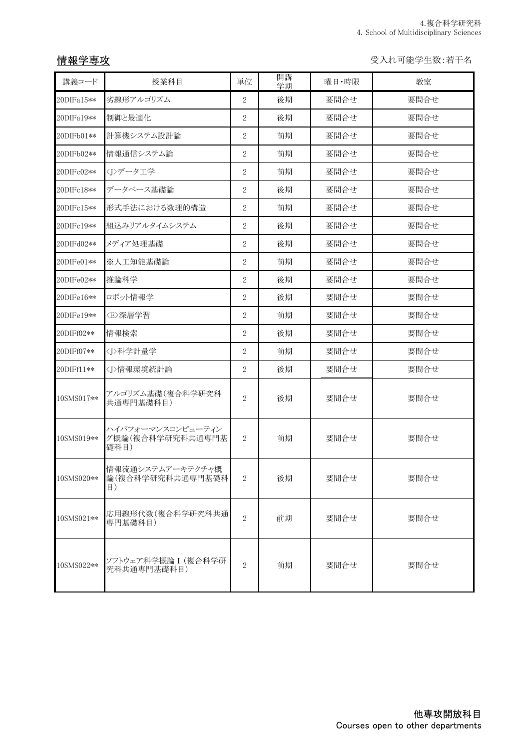## 情報学専攻

受入れ可能学生数:若干名

| 講義コード | 授業科目 | 単位 | 開講学期 | 曜日・時限 | 教室 |
|---|---|---|---|---|---|
| 20DIFa15** | 劣線形アルゴリズム | 2 | 後期 | 要問合せ | 要問合せ |
| 20DIFa19** | 制御と最適化 | 2 | 後期 | 要問合せ | 要問合せ |
| 20DIFb01** | 計算機システム設計論 | 2 | 前期 | 要問合せ | 要問合せ |
| 20DIFb02** | 情報通信システム論 | 2 | 前期 | 要問合せ | 要問合せ |
| 20DIFc02** | <J>データ工学 | 2 | 前期 | 要問合せ | 要問合せ |
| 20DIFc18** | データベース基礎論 | 2 | 後期 | 要問合せ | 要問合せ |
| 20DIFc15** | 形式手法における数理的構造 | 2 | 前期 | 要問合せ | 要問合せ |
| 20DIFc19** | 組込みリアルタイムシステム | 2 | 後期 | 要問合せ | 要問合せ |
| 20DIFd02** | メディア処理基礎 | 2 | 後期 | 要問合せ | 要問合せ |
| 20DIFe01** | ※人工知能基礎論 | 2 | 前期 | 要問合せ | 要問合せ |
| 20DIFe02** | 推論科学 | 2 | 後期 | 要問合せ | 要問合せ |
| 20DIFe16** | ロボット情報学 | 2 | 後期 | 要問合せ | 要問合せ |
| 20DIFe19** | <E>深層学習 | 2 | 前期 | 要問合せ | 要問合せ |
| 20DIFf02** | 情報検索 | 2 | 後期 | 要問合せ | 要問合せ |
| 20DIFf07** | <J>科学計量学 | 2 | 前期 | 要問合せ | 要問合せ |
| 20DIFf11** | <J>情報環境統計論 | 2 | 後期 | 要問合せ | 要問合せ |
| 10SMS017** | アルゴリズム基礎(複合科学研究科共通専門基礎科目) | 2 | 後期 | 要問合せ | 要問合せ |
| 10SMS019** | ハイパフォーマンスコンピューティング概論(複合科学研究科共通専門基礎科目) | 2 | 前期 | 要問合せ | 要問合せ |
| 10SMS020** | 情報流通システムアーキテクチャ概論(複合科学研究科共通専門基礎科目) | 2 | 後期 | 要問合せ | 要問合せ |
| 10SMS021** | 応用線形代数(複合科学研究科共通専門基礎科目) | 2 | 前期 | 要問合せ | 要問合せ |
| 10SMS022** | ソフトウェア科学概論Ⅰ(複合科学研究科共通専門基礎科目) | 2 | 前期 | 要問合せ | 要問合せ |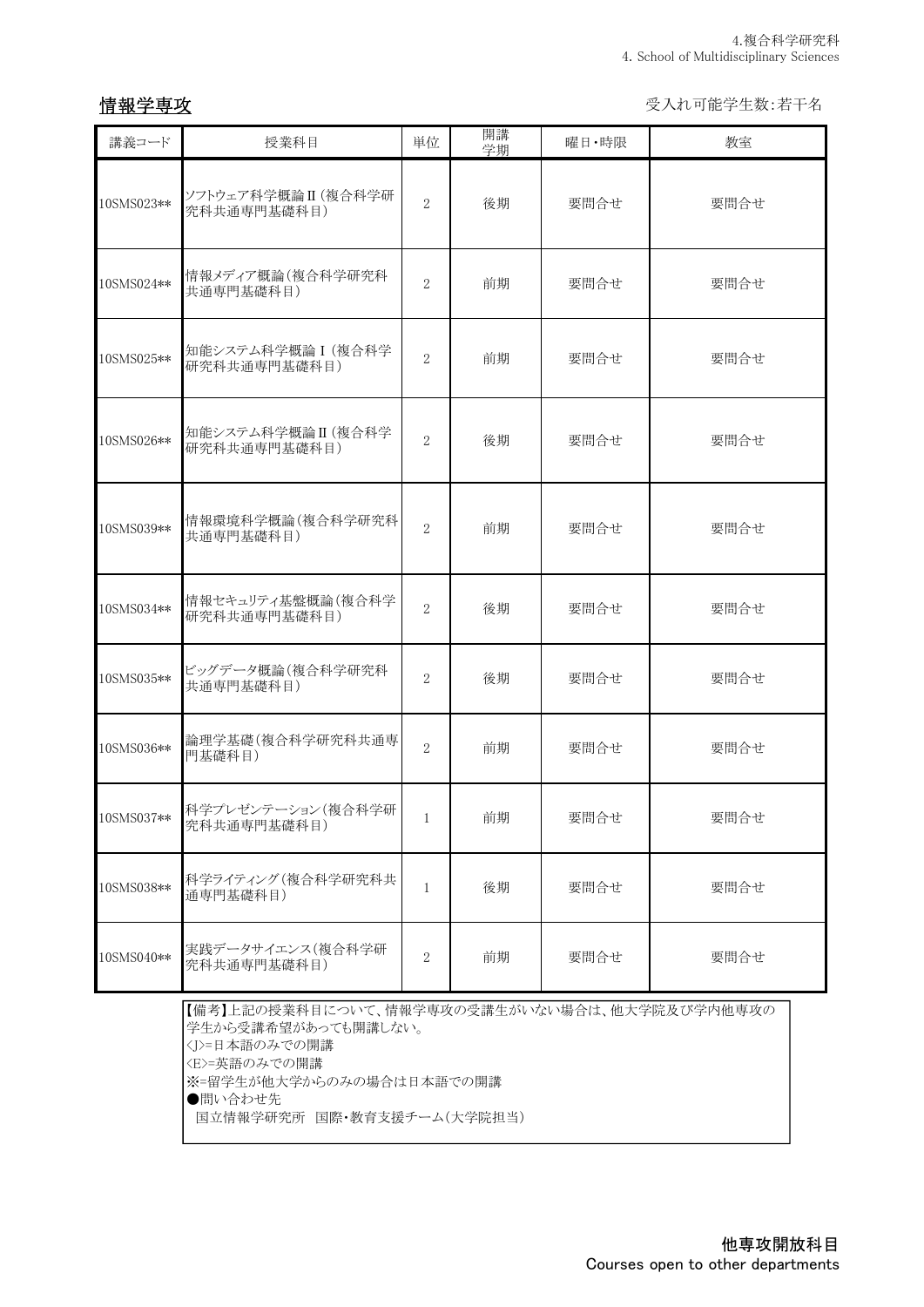## 情報学専攻

受入れ可能学生数:若干名

| 講義コード | 授業科目 | 単位 | 開講学期 | 曜日・時限 | 教室 |
| --- | --- | --- | --- | --- | --- |
| 10SMS023** | ソフトウェア科学概論Ⅱ(複合科学研究科共通専門基礎科目) | 2 | 後期 | 要問合せ | 要問合せ |
| 10SMS024** | 情報メディア概論(複合科学研究科共通専門基礎科目) | 2 | 前期 | 要問合せ | 要問合せ |
| 10SMS025** | 知能システム科学概論Ⅰ(複合科学研究科共通専門基礎科目) | 2 | 前期 | 要問合せ | 要問合せ |
| 10SMS026** | 知能システム科学概論Ⅱ(複合科学研究科共通専門基礎科目) | 2 | 後期 | 要問合せ | 要問合せ |
| 10SMS039** | 情報環境科学概論(複合科学研究科共通専門基礎科目) | 2 | 前期 | 要問合せ | 要問合せ |
| 10SMS034** | 情報セキュリティ基盤概論(複合科学研究科共通専門基礎科目) | 2 | 後期 | 要問合せ | 要問合せ |
| 10SMS035** | ビッグデータ概論(複合科学研究科共通専門基礎科目) | 2 | 後期 | 要問合せ | 要問合せ |
| 10SMS036** | 論理学基礎(複合科学研究科共通専門基礎科目) | 2 | 前期 | 要問合せ | 要問合せ |
| 10SMS037** | 科学プレゼンテーション(複合科学研究科共通専門基礎科目) | 1 | 前期 | 要問合せ | 要問合せ |
| 10SMS038** | 科学ライティング(複合科学研究科共通専門基礎科目) | 1 | 後期 | 要問合せ | 要問合せ |
| 10SMS040** | 実践データサイエンス(複合科学研究科共通専門基礎科目) | 2 | 前期 | 要問合せ | 要問合せ |

【備考】上記の授業科目について、情報学専攻の受講生がいない場合は、他大学院及び学内他専攻の学生から受講希望があっても開講しない。
<J>=日本語のみでの開講
<E>=英語のみでの開講
※=留学生が他大学からのみの場合は日本語での開講
●問い合わせ先
国立情報学研究所 国際・教育支援チーム(大学院担当)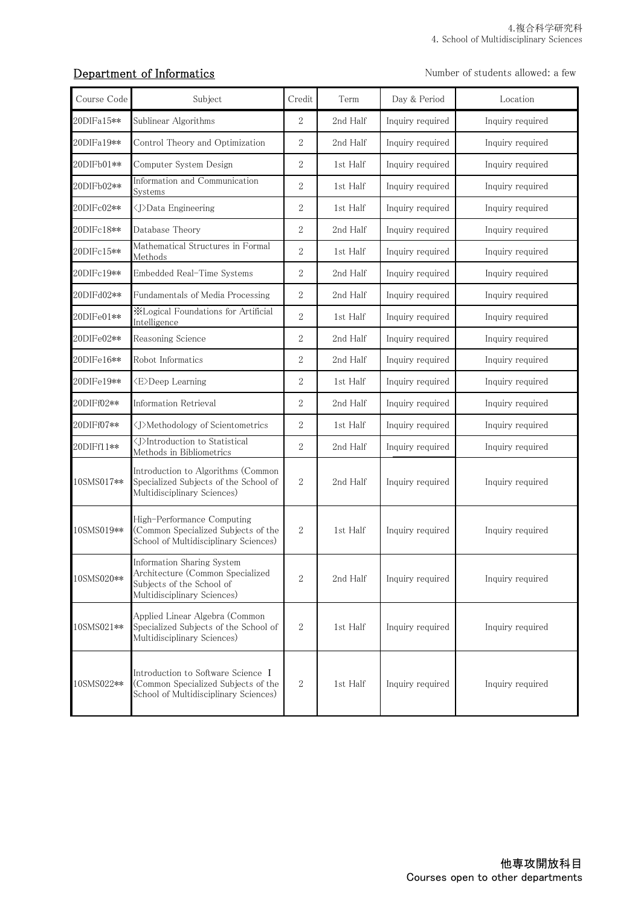## Department of Informatics

Number of students allowed: a few

| Course Code | Subject | Credit | Term | Day & Period | Location |
|---|---|---|---|---|---|
| 20DIFa15** | Sublinear Algorithms | 2 | 2nd Half | Inquiry required | Inquiry required |
| 20DIFa19** | Control Theory and Optimization | 2 | 2nd Half | Inquiry required | Inquiry required |
| 20DIFb01** | Computer System Design | 2 | 1st Half | Inquiry required | Inquiry required |
| 20DIFb02** | Information and Communication Systems | 2 | 1st Half | Inquiry required | Inquiry required |
| 20DIFc02** | <J>Data Engineering | 2 | 1st Half | Inquiry required | Inquiry required |
| 20DIFc18** | Database Theory | 2 | 2nd Half | Inquiry required | Inquiry required |
| 20DIFc15** | Mathematical Structures in Formal Methods | 2 | 1st Half | Inquiry required | Inquiry required |
| 20DIFc19** | Embedded Real-Time Systems | 2 | 2nd Half | Inquiry required | Inquiry required |
| 20DIFd02** | Fundamentals of Media Processing | 2 | 2nd Half | Inquiry required | Inquiry required |
| 20DIFe01** | ※Logical Foundations for Artificial Intelligence | 2 | 1st Half | Inquiry required | Inquiry required |
| 20DIFe02** | Reasoning Science | 2 | 2nd Half | Inquiry required | Inquiry required |
| 20DIFe16** | Robot Informatics | 2 | 2nd Half | Inquiry required | Inquiry required |
| 20DIFe19** | <E>Deep Learning | 2 | 1st Half | Inquiry required | Inquiry required |
| 20DIFf02** | Information Retrieval | 2 | 2nd Half | Inquiry required | Inquiry required |
| 20DIFf07** | <J>Methodology of Scientometrics | 2 | 1st Half | Inquiry required | Inquiry required |
| 20DIFf11** | <J>Introduction to Statistical Methods in Bibliometrics | 2 | 2nd Half | Inquiry required | Inquiry required |
| 10SMS017** | Introduction to Algorithms (Common Specialized Subjects of the School of Multidisciplinary Sciences) | 2 | 2nd Half | Inquiry required | Inquiry required |
| 10SMS019** | High-Performance Computing (Common Specialized Subjects of the School of Multidisciplinary Sciences) | 2 | 1st Half | Inquiry required | Inquiry required |
| 10SMS020** | Information Sharing System Architecture (Common Specialized Subjects of the School of Multidisciplinary Sciences) | 2 | 2nd Half | Inquiry required | Inquiry required |
| 10SMS021** | Applied Linear Algebra (Common Specialized Subjects of the School of Multidisciplinary Sciences) | 2 | 1st Half | Inquiry required | Inquiry required |
| 10SMS022** | Introduction to Software Science I (Common Specialized Subjects of the School of Multidisciplinary Sciences) | 2 | 1st Half | Inquiry required | Inquiry required |

**他専攻開放科目**
**Courses open to other departments**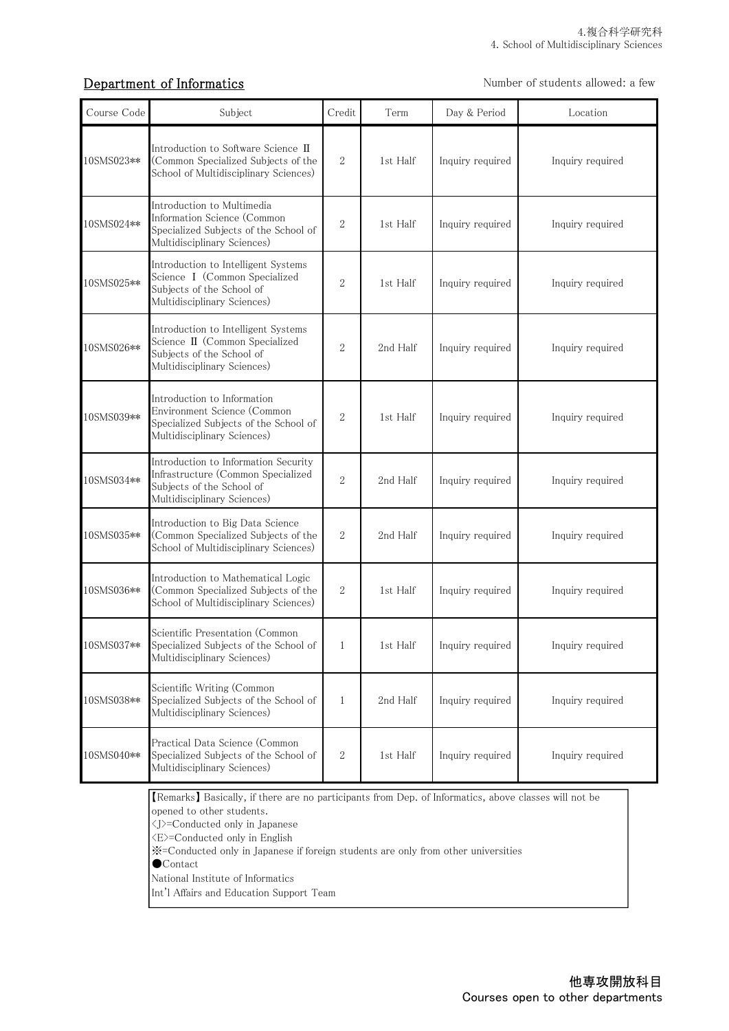## Department of Informatics

Number of students allowed: a few

| Course Code | Subject | Credit | Term | Day & Period | Location |
|---|---|---|---|---|---|
| 10SMS023** | Introduction to Software Science II (Common Specialized Subjects of the School of Multidisciplinary Sciences) | 2 | 1st Half | Inquiry required | Inquiry required |
| 10SMS024** | Introduction to Multimedia Information Science (Common Specialized Subjects of the School of Multidisciplinary Sciences) | 2 | 1st Half | Inquiry required | Inquiry required |
| 10SMS025** | Introduction to Intelligent Systems Science I (Common Specialized Subjects of the School of Multidisciplinary Sciences) | 2 | 1st Half | Inquiry required | Inquiry required |
| 10SMS026** | Introduction to Intelligent Systems Science II (Common Specialized Subjects of the School of Multidisciplinary Sciences) | 2 | 2nd Half | Inquiry required | Inquiry required |
| 10SMS039** | Introduction to Information Environment Science (Common Specialized Subjects of the School of Multidisciplinary Sciences) | 2 | 1st Half | Inquiry required | Inquiry required |
| 10SMS034** | Introduction to Information Security Infrastructure (Common Specialized Subjects of the School of Multidisciplinary Sciences) | 2 | 2nd Half | Inquiry required | Inquiry required |
| 10SMS035** | Introduction to Big Data Science (Common Specialized Subjects of the School of Multidisciplinary Sciences) | 2 | 2nd Half | Inquiry required | Inquiry required |
| 10SMS036** | Introduction to Mathematical Logic (Common Specialized Subjects of the School of Multidisciplinary Sciences) | 2 | 1st Half | Inquiry required | Inquiry required |
| 10SMS037** | Scientific Presentation (Common Specialized Subjects of the School of Multidisciplinary Sciences) | 1 | 1st Half | Inquiry required | Inquiry required |
| 10SMS038** | Scientific Writing (Common Specialized Subjects of the School of Multidisciplinary Sciences) | 1 | 2nd Half | Inquiry required | Inquiry required |
| 10SMS040** | Practical Data Science (Common Specialized Subjects of the School of Multidisciplinary Sciences) | 2 | 1st Half | Inquiry required | Inquiry required |

【Remarks】Basically, if there are no participants from Dep. of Informatics, above classes will not be opened to other students.
<J>=Conducted only in Japanese
<E>=Conducted only in English
※=Conducted only in Japanese if foreign students are only from other universities
●Contact
National Institute of Informatics
Int'l Affairs and Education Support Team

**他専攻開放科目**
**Courses open to other departments**